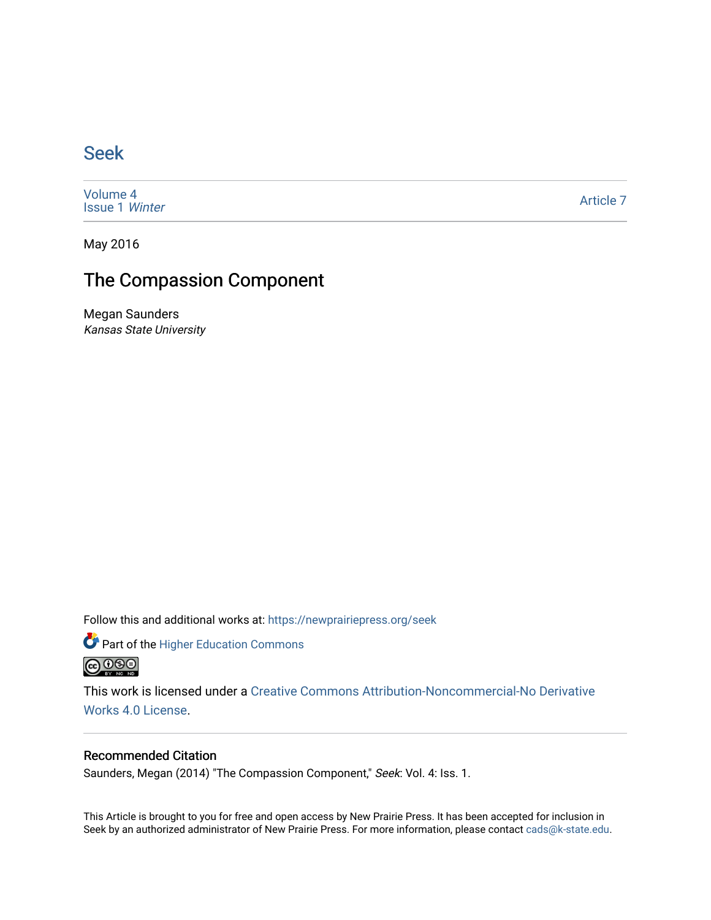# Seek

Volume 4
Issue 1 *Winter*

Article 7

May 2016

## The Compassion Component

Megan Saunders
*Kansas State University*

Follow this and additional works at: https://newprairiepress.org/seek

Part of the Higher Education Commons

This work is licensed under a Creative Commons Attribution-Noncommercial-No Derivative Works 4.0 License.

### Recommended Citation

Saunders, Megan (2014) "The Compassion Component," *Seek*: Vol. 4: Iss. 1.

This Article is brought to you for free and open access by New Prairie Press. It has been accepted for inclusion in Seek by an authorized administrator of New Prairie Press. For more information, please contact cads@k-state.edu.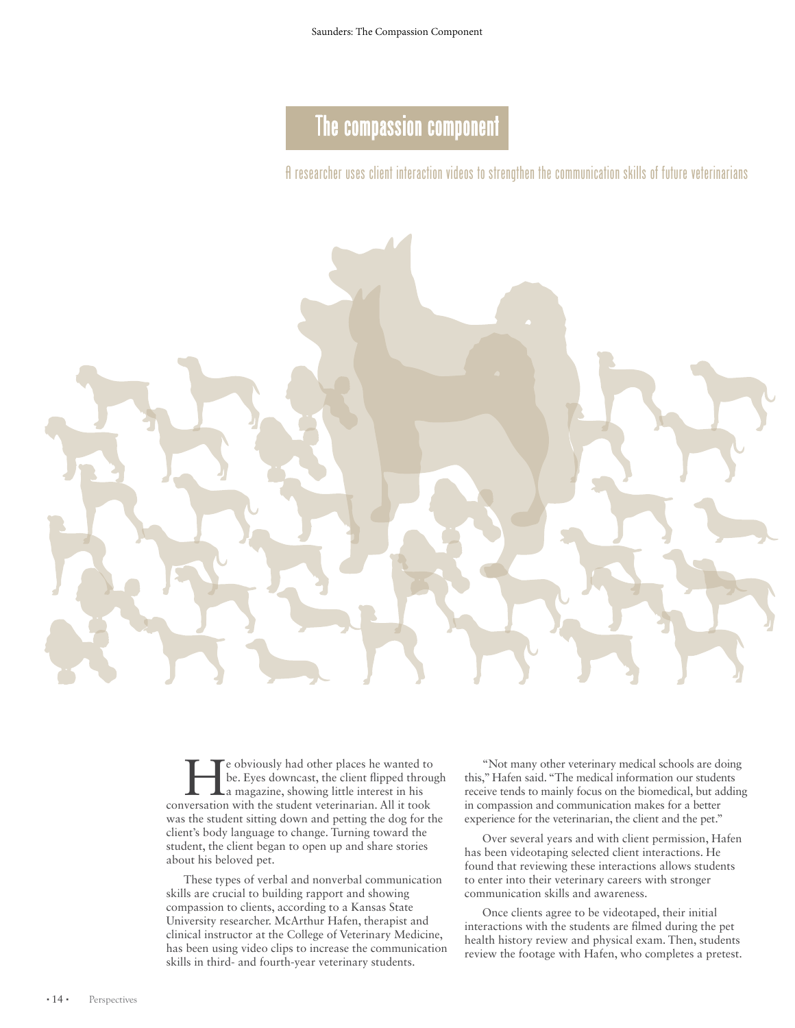# The compassion component

A researcher uses client interaction videos to strengthen the communication skills of future veterinarians

He obviously had other places he wanted to be. Eyes downcast, the client flipped through a magazine, showing little interest in his conversation with the student veterinarian. All it took was the student sitting down and petting the dog for the client's body language to change. Turning toward the student, the client began to open up and share stories about his beloved pet.

These types of verbal and nonverbal communication skills are crucial to building rapport and showing compassion to clients, according to a Kansas State University researcher. McArthur Hafen, therapist and clinical instructor at the College of Veterinary Medicine, has been using video clips to increase the communication skills in third- and fourth-year veterinary students.

"Not many other veterinary medical schools are doing this," Hafen said. "The medical information our students receive tends to mainly focus on the biomedical, but adding in compassion and communication makes for a better experience for the veterinarian, the client and the pet."

Over several years and with client permission, Hafen has been videotaping selected client interactions. He found that reviewing these interactions allows students to enter into their veterinary careers with stronger communication skills and awareness.

Once clients agree to be videotaped, their initial interactions with the students are filmed during the pet health history review and physical exam. Then, students review the footage with Hafen, who completes a pretest.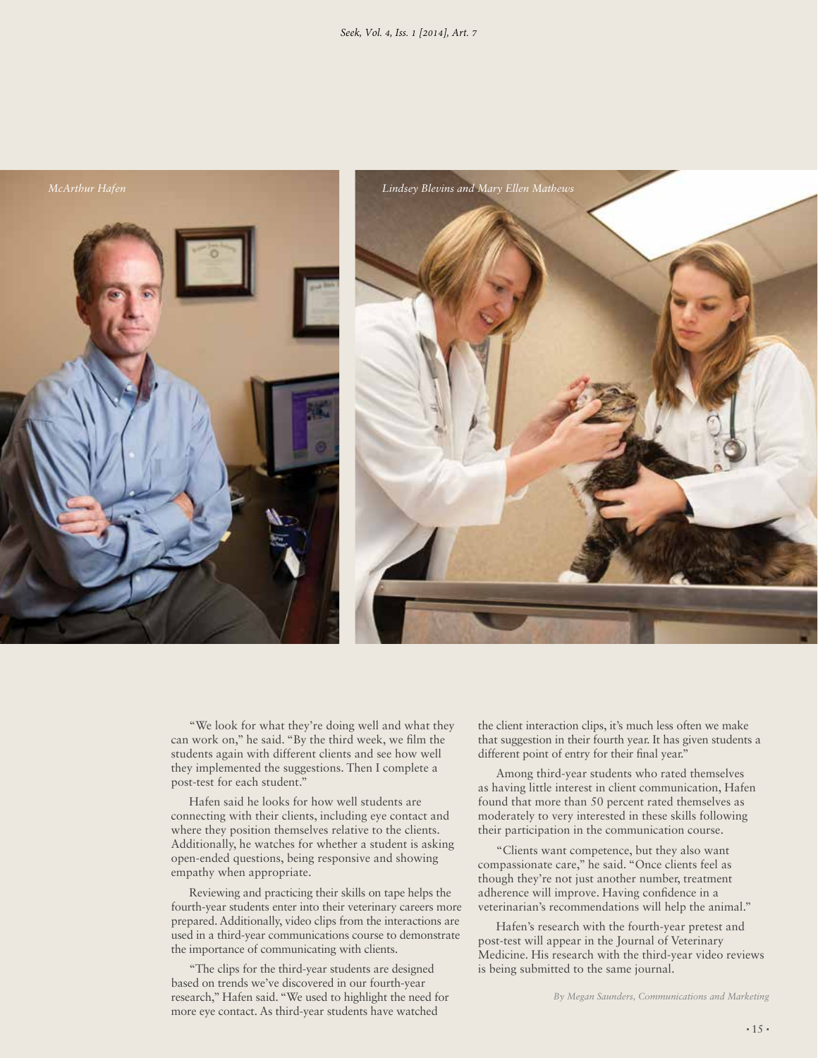McArthur Hafen

Lindsey Blevins and Mary Ellen Mathews

"We look for what they're doing well and what they can work on," he said. "By the third week, we film the students again with different clients and see how well they implemented the suggestions. Then I complete a post-test for each student."

Hafen said he looks for how well students are connecting with their clients, including eye contact and where they position themselves relative to the clients. Additionally, he watches for whether a student is asking open-ended questions, being responsive and showing empathy when appropriate.

Reviewing and practicing their skills on tape helps the fourth-year students enter into their veterinary careers more prepared. Additionally, video clips from the interactions are used in a third-year communications course to demonstrate the importance of communicating with clients.

"The clips for the third-year students are designed based on trends we've discovered in our fourth-year research," Hafen said. "We used to highlight the need for more eye contact. As third-year students have watched the client interaction clips, it's much less often we make that suggestion in their fourth year. It has given students a different point of entry for their final year."

Among third-year students who rated themselves as having little interest in client communication, Hafen found that more than 50 percent rated themselves as moderately to very interested in these skills following their participation in the communication course.

"Clients want competence, but they also want compassionate care," he said. "Once clients feel as though they're not just another number, treatment adherence will improve. Having confidence in a veterinarian's recommendations will help the animal."

Hafen's research with the fourth-year pretest and post-test will appear in the Journal of Veterinary Medicine. His research with the third-year video reviews is being submitted to the same journal.

*By Megan Saunders, Communications and Marketing*